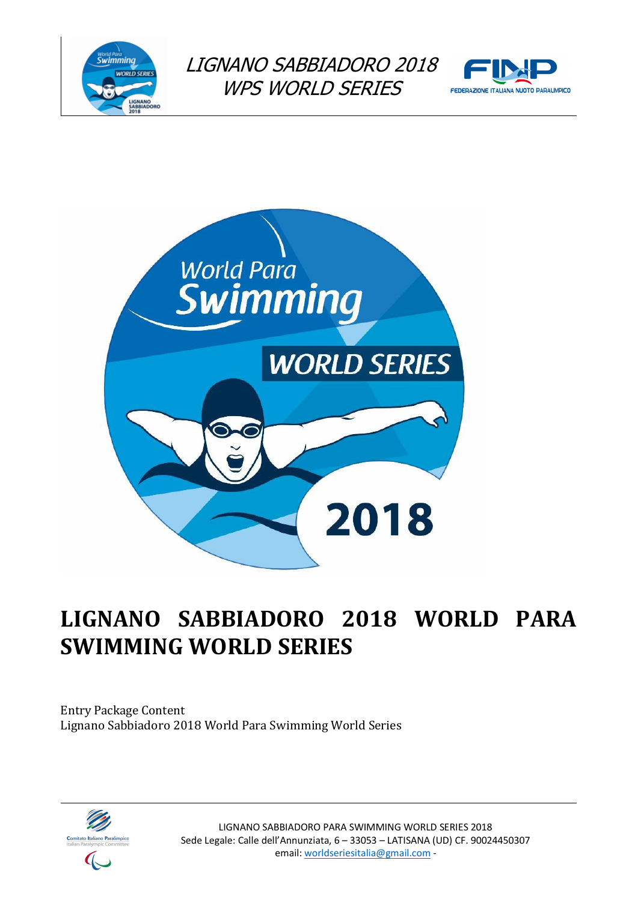# LIGNANO SABBIADORO 2018 WORLD PARA SWIMMING WORLD SERIES

Entry Package Content
Lignano Sabbiadoro 2018 World Para Swimming World Series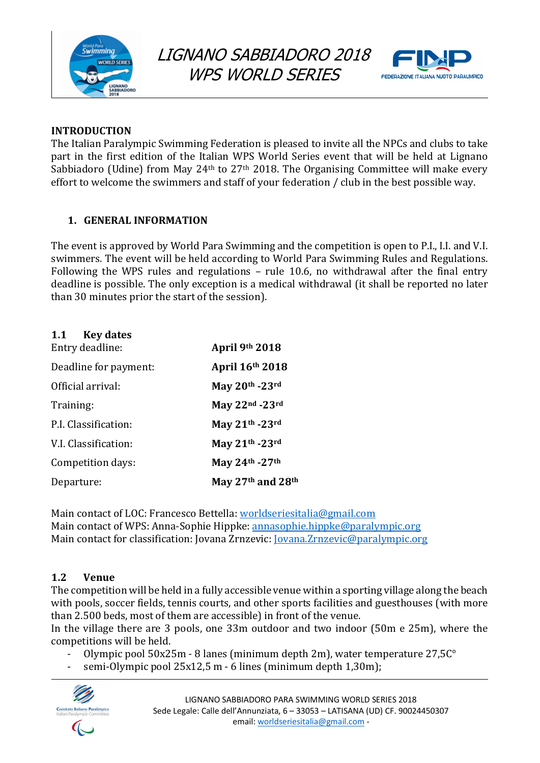## INTRODUCTION

The Italian Paralympic Swimming Federation is pleased to invite all the NPCs and clubs to take part in the first edition of the Italian WPS World Series event that will be held at Lignano Sabbiadoro (Udine) from May 24th to 27th 2018. The Organising Committee will make every effort to welcome the swimmers and staff of your federation / club in the best possible way.

## 1. GENERAL INFORMATION

The event is approved by World Para Swimming and the competition is open to P.I., I.I. and V.I. swimmers. The event will be held according to World Para Swimming Rules and Regulations. Following the WPS rules and regulations – rule 10.6, no withdrawal after the final entry deadline is possible. The only exception is a medical withdrawal (it shall be reported no later than 30 minutes prior the start of the session).

### 1.1 Key dates

| | |
|---|---|
| Entry deadline: | **April 9th 2018** |
| Deadline for payment: | **April 16th 2018** |
| Official arrival: | **May 20th -23rd** |
| Training: | **May 22nd -23rd** |
| P.I. Classification: | **May 21th -23rd** |
| V.I. Classification: | **May 21th -23rd** |
| Competition days: | **May 24th -27th** |
| Departure: | **May 27th and 28th** |

Main contact of LOC: Francesco Bettella: worldseriesitalia@gmail.com
Main contact of WPS: Anna-Sophie Hippke: annasophie.hippke@paralympic.org
Main contact for classification: Jovana Zrnzevic: Jovana.Zrnzevic@paralympic.org

### 1.2 Venue

The competition will be held in a fully accessible venue within a sporting village along the beach with pools, soccer fields, tennis courts, and other sports facilities and guesthouses (with more than 2.500 beds, most of them are accessible) in front of the venue.
In the village there are 3 pools, one 33m outdoor and two indoor (50m e 25m), where the competitions will be held.

- Olympic pool 50x25m - 8 lanes (minimum depth 2m), water temperature 27,5C°
- semi-Olympic pool 25x12,5 m - 6 lines (minimum depth 1,30m);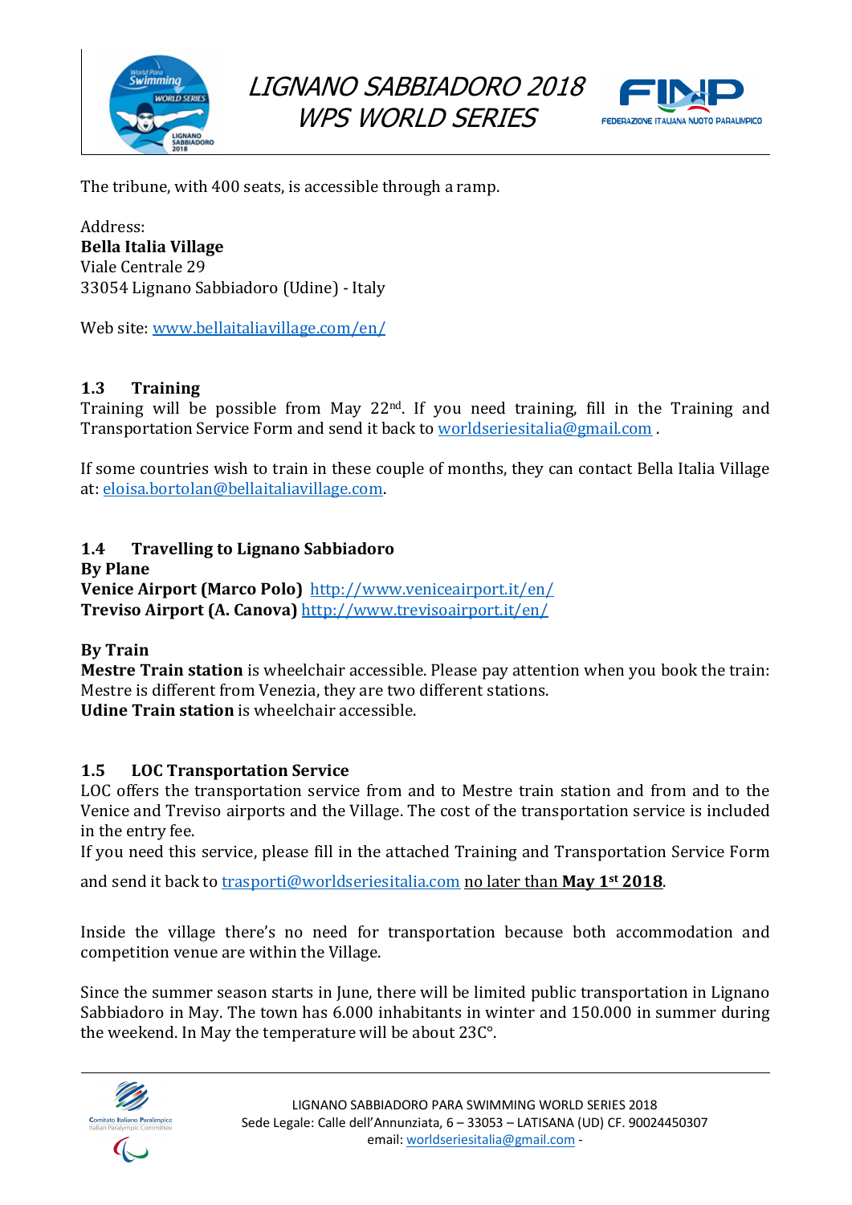The tribune, with 400 seats, is accessible through a ramp.

Address:
**Bella Italia Village**
Viale Centrale 29
33054 Lignano Sabbiadoro (Udine) - Italy

Web site: www.bellaitaliavillage.com/en/

### 1.3 Training

Training will be possible from May 22nd. If you need training, fill in the Training and Transportation Service Form and send it back to worldseriesitalia@gmail.com .

If some countries wish to train in these couple of months, they can contact Bella Italia Village at: eloisa.bortolan@bellaitaliavillage.com.

### 1.4 Travelling to Lignano Sabbiadoro

**By Plane**
**Venice Airport (Marco Polo)** http://www.veniceairport.it/en/
**Treviso Airport (A. Canova)** http://www.trevisoairport.it/en/

**By Train**
**Mestre Train station** is wheelchair accessible. Please pay attention when you book the train: Mestre is different from Venezia, they are two different stations.
**Udine Train station** is wheelchair accessible.

### 1.5 LOC Transportation Service

LOC offers the transportation service from and to Mestre train station and from and to the Venice and Treviso airports and the Village. The cost of the transportation service is included in the entry fee.
If you need this service, please fill in the attached Training and Transportation Service Form and send it back to trasporti@worldseriesitalia.com no later than **May 1st 2018**.

Inside the village there's no need for transportation because both accommodation and competition venue are within the Village.

Since the summer season starts in June, there will be limited public transportation in Lignano Sabbiadoro in May. The town has 6.000 inhabitants in winter and 150.000 in summer during the weekend. In May the temperature will be about 23C°.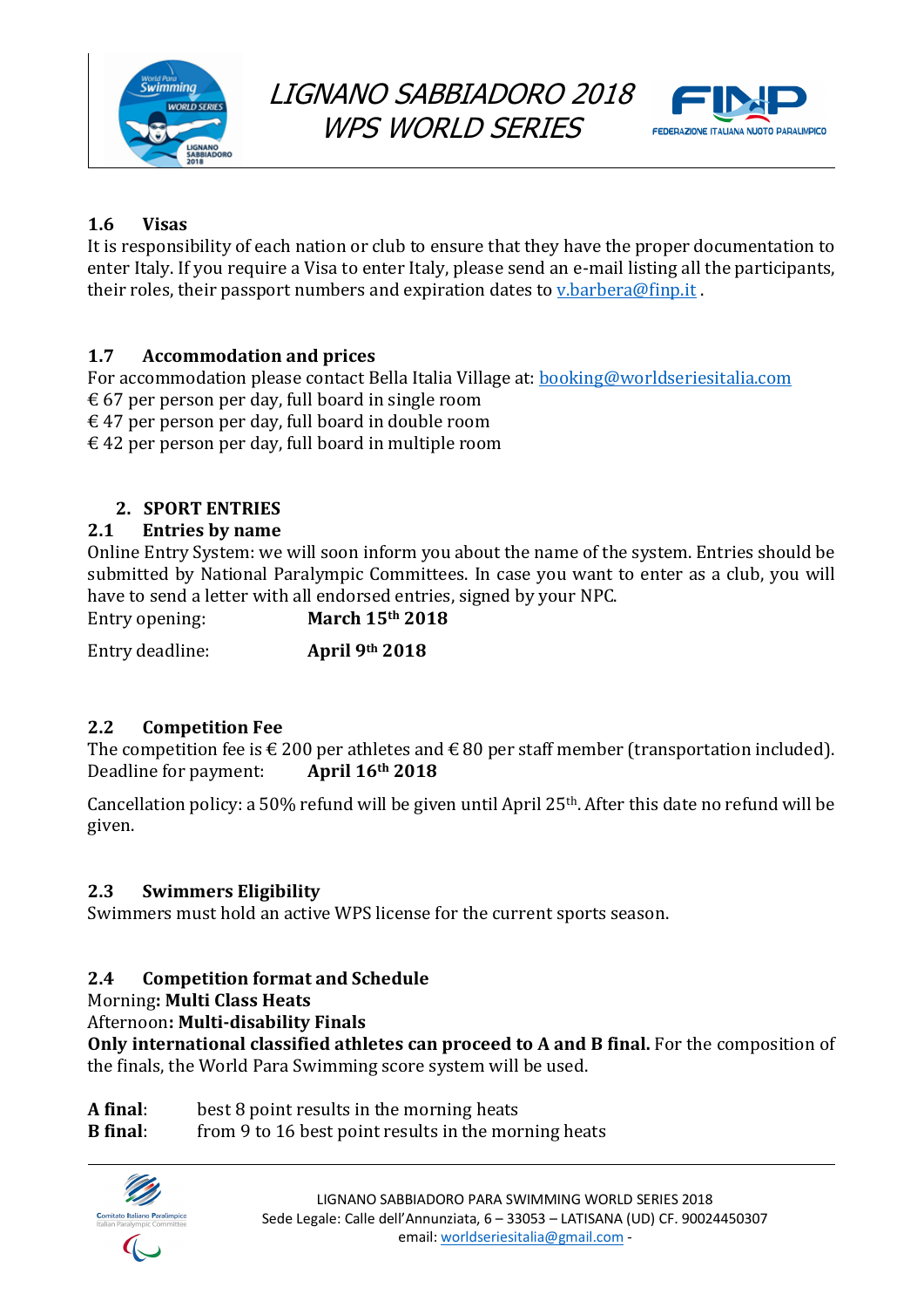### 1.6 Visas

It is responsibility of each nation or club to ensure that they have the proper documentation to enter Italy. If you require a Visa to enter Italy, please send an e-mail listing all the participants, their roles, their passport numbers and expiration dates to v.barbera@finp.it .

### 1.7 Accommodation and prices

For accommodation please contact Bella Italia Village at: booking@worldseriesitalia.com
€ 67 per person per day, full board in single room
€ 47 per person per day, full board in double room
€ 42 per person per day, full board in multiple room

## 2. SPORT ENTRIES

### 2.1 Entries by name

Online Entry System: we will soon inform you about the name of the system. Entries should be submitted by National Paralympic Committees. In case you want to enter as a club, you will have to send a letter with all endorsed entries, signed by your NPC.

Entry opening: **March 15th 2018**

Entry deadline: **April 9th 2018**

### 2.2 Competition Fee

The competition fee is € 200 per athletes and € 80 per staff member (transportation included).
Deadline for payment: **April 16th 2018**

Cancellation policy: a 50% refund will be given until April 25th. After this date no refund will be given.

### 2.3 Swimmers Eligibility

Swimmers must hold an active WPS license for the current sports season.

### 2.4 Competition format and Schedule

Morning**: Multi Class Heats**
Afternoon**: Multi-disability Finals**
**Only international classified athletes can proceed to A and B final.** For the composition of the finals, the World Para Swimming score system will be used.

**A final**: best 8 point results in the morning heats
**B final**: from 9 to 16 best point results in the morning heats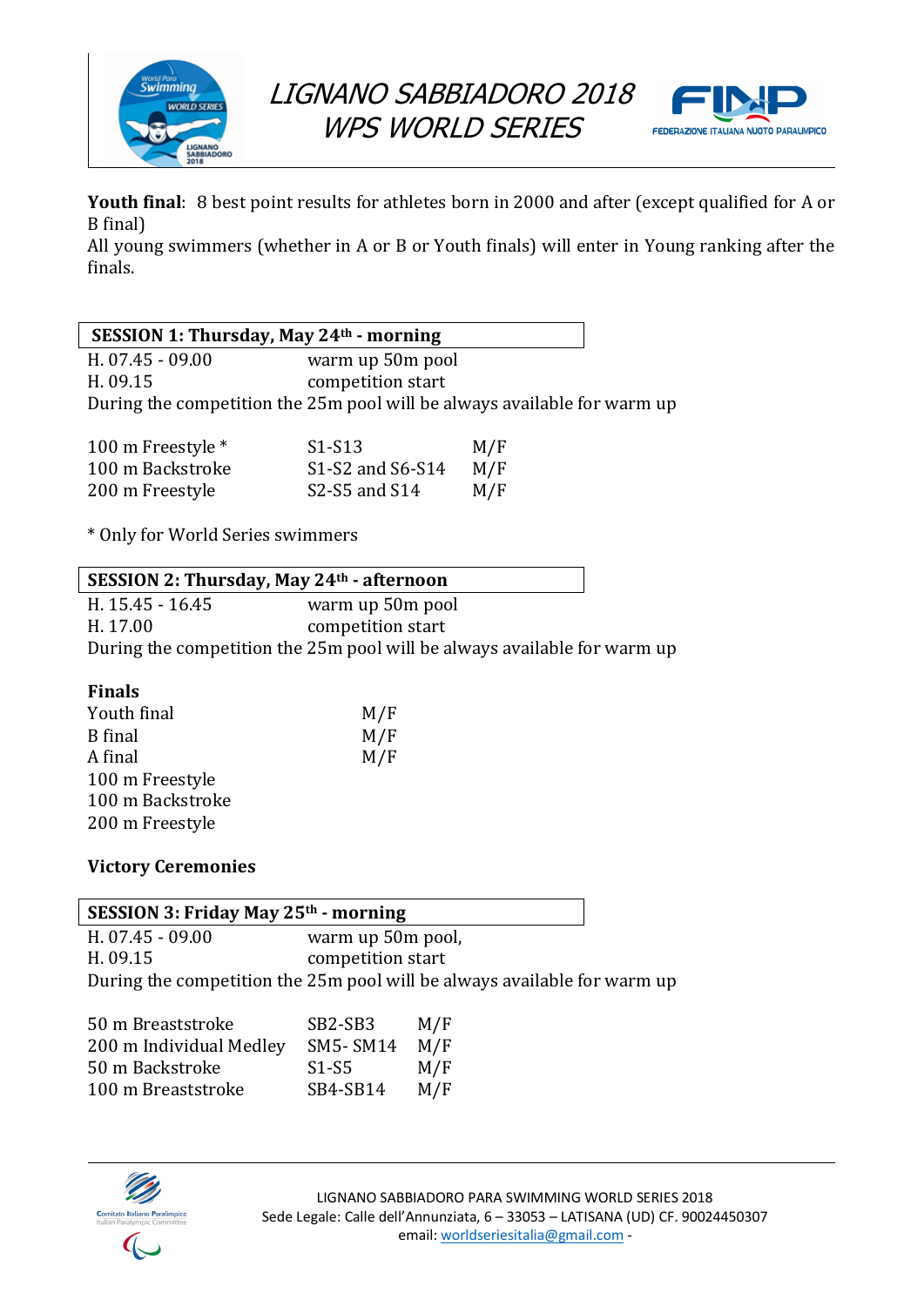**Youth final**: 8 best point results for athletes born in 2000 and after (except qualified for A or B final)
All young swimmers (whether in A or B or Youth finals) will enter in Young ranking after the finals.

**SESSION 1: Thursday, May 24th - morning**

H. 07.45 - 09.00 warm up 50m pool
H. 09.15 competition start
During the competition the 25m pool will be always available for warm up

| | | |
|---|---|---|
| 100 m Freestyle * | S1-S13 | M/F |
| 100 m Backstroke | S1-S2 and S6-S14 | M/F |
| 200 m Freestyle | S2-S5 and S14 | M/F |

* Only for World Series swimmers

**SESSION 2: Thursday, May 24th - afternoon**

H. 15.45 - 16.45 warm up 50m pool
H. 17.00 competition start
During the competition the 25m pool will be always available for warm up

**Finals**

| | |
|---|---|
| Youth final | M/F |
| B final | M/F |
| A final | M/F |

100 m Freestyle
100 m Backstroke
200 m Freestyle

**Victory Ceremonies**

**SESSION 3: Friday May 25th - morning**

H. 07.45 - 09.00 warm up 50m pool,
H. 09.15 competition start
During the competition the 25m pool will be always available for warm up

| | | |
|---|---|---|
| 50 m Breaststroke | SB2-SB3 | M/F |
| 200 m Individual Medley | SM5- SM14 | M/F |
| 50 m Backstroke | S1-S5 | M/F |
| 100 m Breaststroke | SB4-SB14 | M/F |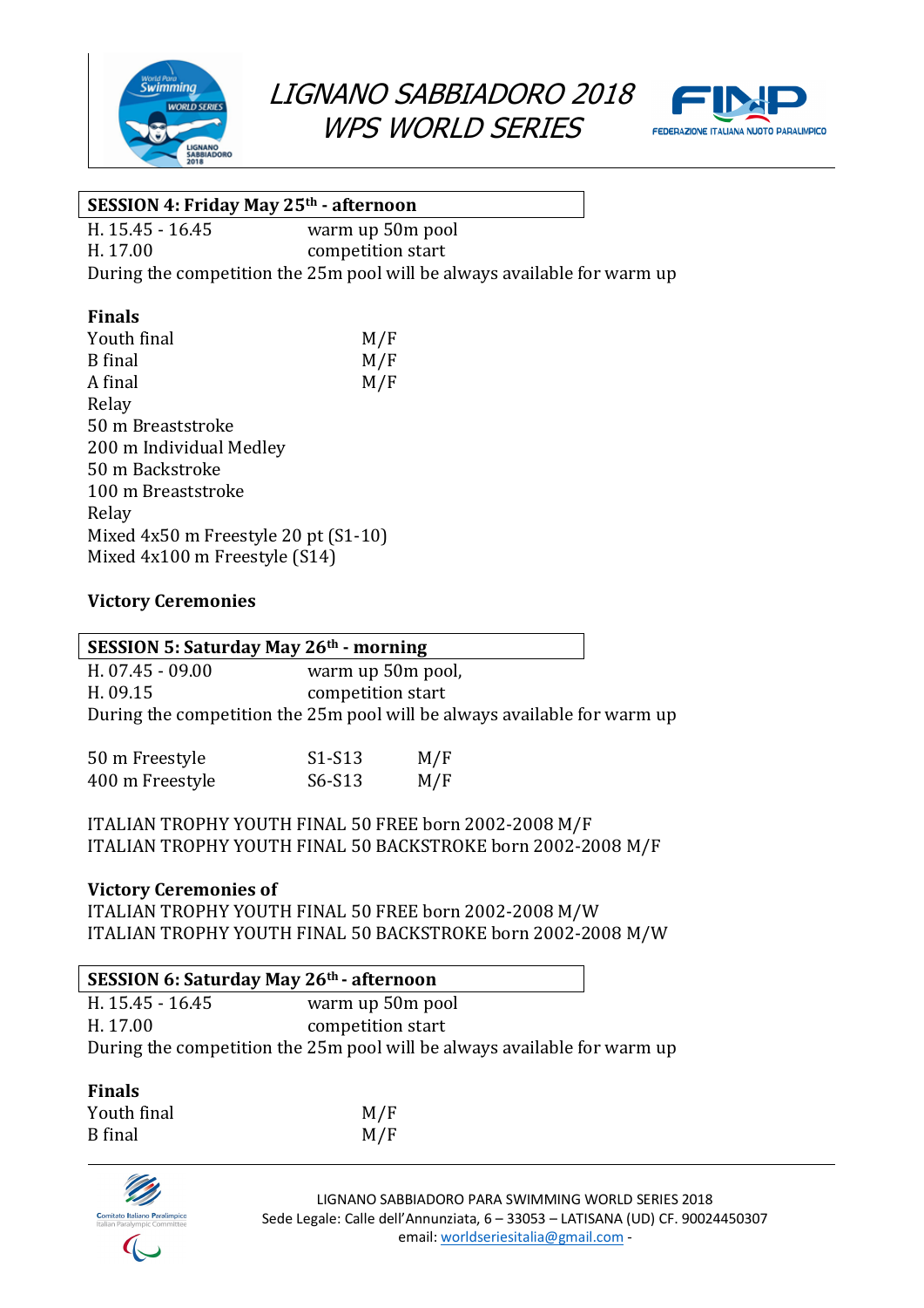**SESSION 4: Friday May 25th - afternoon**

H. 15.45 - 16.45 warm up 50m pool
H. 17.00 competition start
During the competition the 25m pool will be always available for warm up

**Finals**

Youth final M/F
B final M/F
A final M/F
Relay
50 m Breaststroke
200 m Individual Medley
50 m Backstroke
100 m Breaststroke
Relay
Mixed 4x50 m Freestyle 20 pt (S1-10)
Mixed 4x100 m Freestyle (S14)

**Victory Ceremonies**

**SESSION 5: Saturday May 26th - morning**

H. 07.45 - 09.00 warm up 50m pool,
H. 09.15 competition start
During the competition the 25m pool will be always available for warm up

| | | |
|---|---|---|
| 50 m Freestyle | S1-S13 | M/F |
| 400 m Freestyle | S6-S13 | M/F |

ITALIAN TROPHY YOUTH FINAL 50 FREE born 2002-2008 M/F
ITALIAN TROPHY YOUTH FINAL 50 BACKSTROKE born 2002-2008 M/F

**Victory Ceremonies of**

ITALIAN TROPHY YOUTH FINAL 50 FREE born 2002-2008 M/W
ITALIAN TROPHY YOUTH FINAL 50 BACKSTROKE born 2002-2008 M/W

**SESSION 6: Saturday May 26th - afternoon**

H. 15.45 - 16.45 warm up 50m pool
H. 17.00 competition start
During the competition the 25m pool will be always available for warm up

**Finals**

Youth final M/F
B final M/F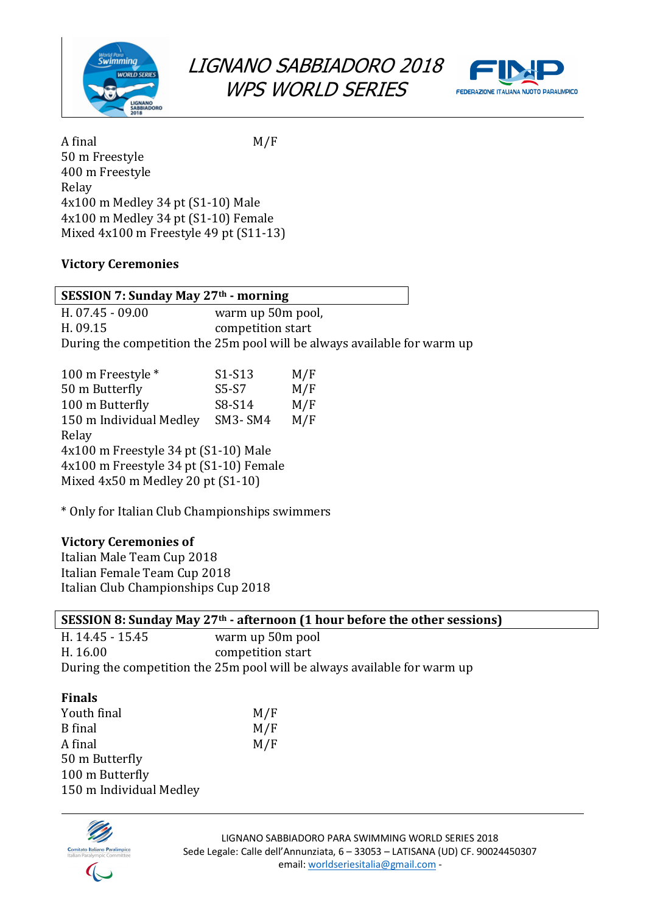A final M/F
50 m Freestyle
400 m Freestyle
Relay
4x100 m Medley 34 pt (S1-10) Male
4x100 m Medley 34 pt (S1-10) Female
Mixed 4x100 m Freestyle 49 pt (S11-13)

**Victory Ceremonies**

**SESSION 7: Sunday May 27th - morning**

| | |
|---|---|
| H. 07.45 - 09.00 | warm up 50m pool, |
| H. 09.15 | competition start |

During the competition the 25m pool will be always available for warm up

| | | |
|---|---|---|
| 100 m Freestyle * | S1-S13 | M/F |
| 50 m Butterfly | S5-S7 | M/F |
| 100 m Butterfly | S8-S14 | M/F |
| 150 m Individual Medley | SM3- SM4 | M/F |

Relay
4x100 m Freestyle 34 pt (S1-10) Male
4x100 m Freestyle 34 pt (S1-10) Female
Mixed 4x50 m Medley 20 pt (S1-10)

* Only for Italian Club Championships swimmers

**Victory Ceremonies of**
Italian Male Team Cup 2018
Italian Female Team Cup 2018
Italian Club Championships Cup 2018

**SESSION 8: Sunday May 27th - afternoon (1 hour before the other sessions)**

| | |
|---|---|
| H. 14.45 - 15.45 | warm up 50m pool |
| H. 16.00 | competition start |

During the competition the 25m pool will be always available for warm up

**Finals**

| | |
|---|---|
| Youth final | M/F |
| B final | M/F |
| A final | M/F |

50 m Butterfly
100 m Butterfly
150 m Individual Medley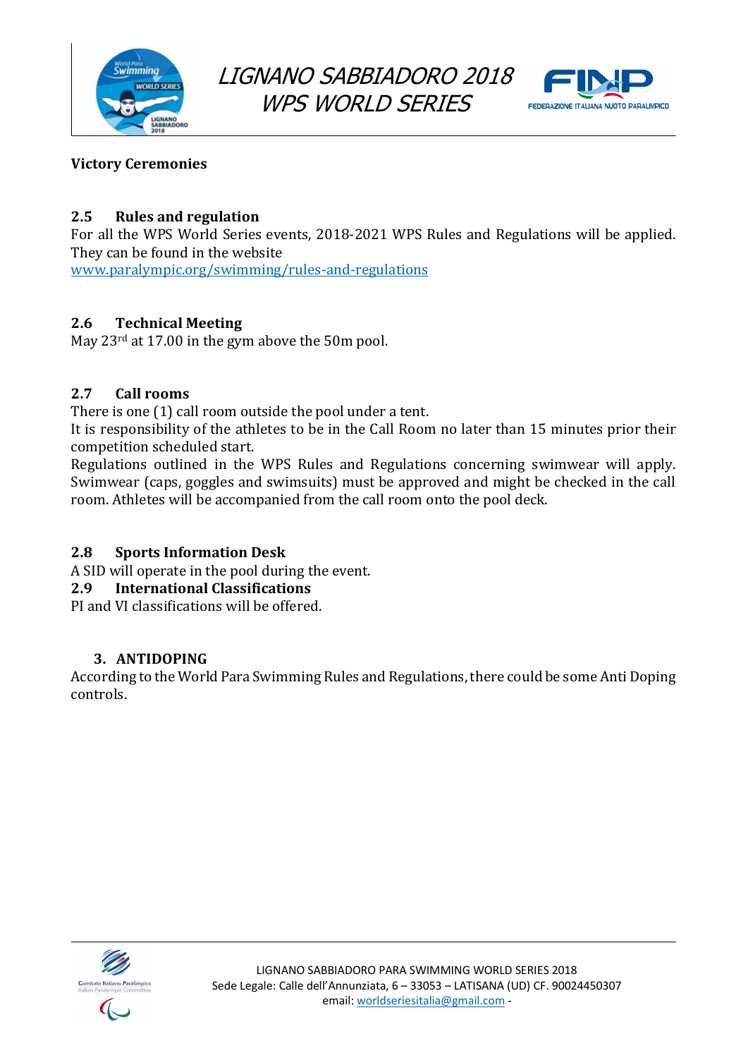**Victory Ceremonies**

## 2.5 Rules and regulation

For all the WPS World Series events, 2018-2021 WPS Rules and Regulations will be applied. They can be found in the website
www.paralympic.org/swimming/rules-and-regulations

## 2.6 Technical Meeting

May 23rd at 17.00 in the gym above the 50m pool.

## 2.7 Call rooms

There is one (1) call room outside the pool under a tent.
It is responsibility of the athletes to be in the Call Room no later than 15 minutes prior their competition scheduled start.
Regulations outlined in the WPS Rules and Regulations concerning swimwear will apply. Swimwear (caps, goggles and swimsuits) must be approved and might be checked in the call room. Athletes will be accompanied from the call room onto the pool deck.

## 2.8 Sports Information Desk

A SID will operate in the pool during the event.

## 2.9 International Classifications

PI and VI classifications will be offered.

# 3. ANTIDOPING

According to the World Para Swimming Rules and Regulations, there could be some Anti Doping controls.